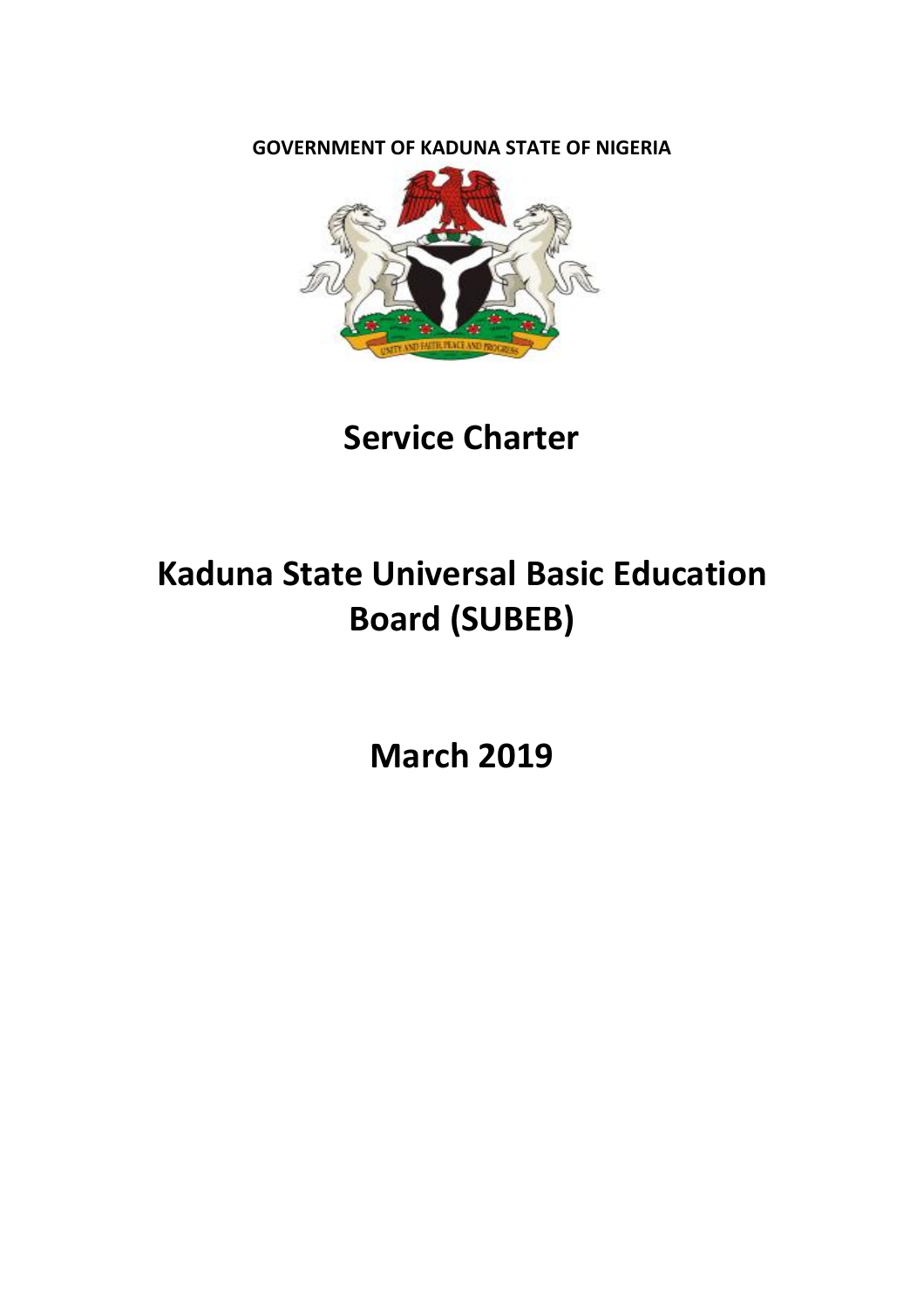**GOVERNMENT OF KADUNA STATE OF NIGERIA**

# Service Charter

# Kaduna State Universal Basic Education Board (SUBEB)

## March 2019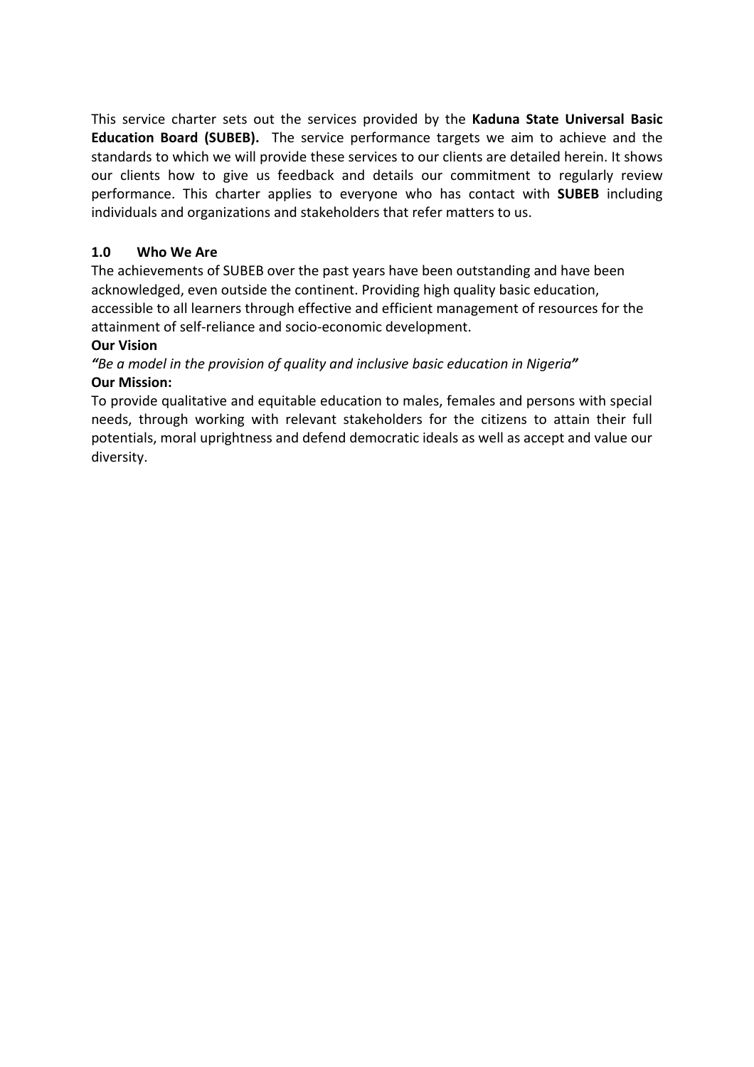This service charter sets out the services provided by the **Kaduna State Universal Basic Education Board (SUBEB).** The service performance targets we aim to achieve and the standards to which we will provide these services to our clients are detailed herein. It shows our clients how to give us feedback and details our commitment to regularly review performance. This charter applies to everyone who has contact with **SUBEB** including individuals and organizations and stakeholders that refer matters to us.

## 1.0 Who We Are

The achievements of SUBEB over the past years have been outstanding and have been acknowledged, even outside the continent. Providing high quality basic education, accessible to all learners through effective and efficient management of resources for the attainment of self-reliance and socio-economic development.

**Our Vision**

***"****Be a model in the provision of quality and inclusive basic education in Nigeria****"***

**Our Mission:**

To provide qualitative and equitable education to males, females and persons with special needs, through working with relevant stakeholders for the citizens to attain their full potentials, moral uprightness and defend democratic ideals as well as accept and value our diversity.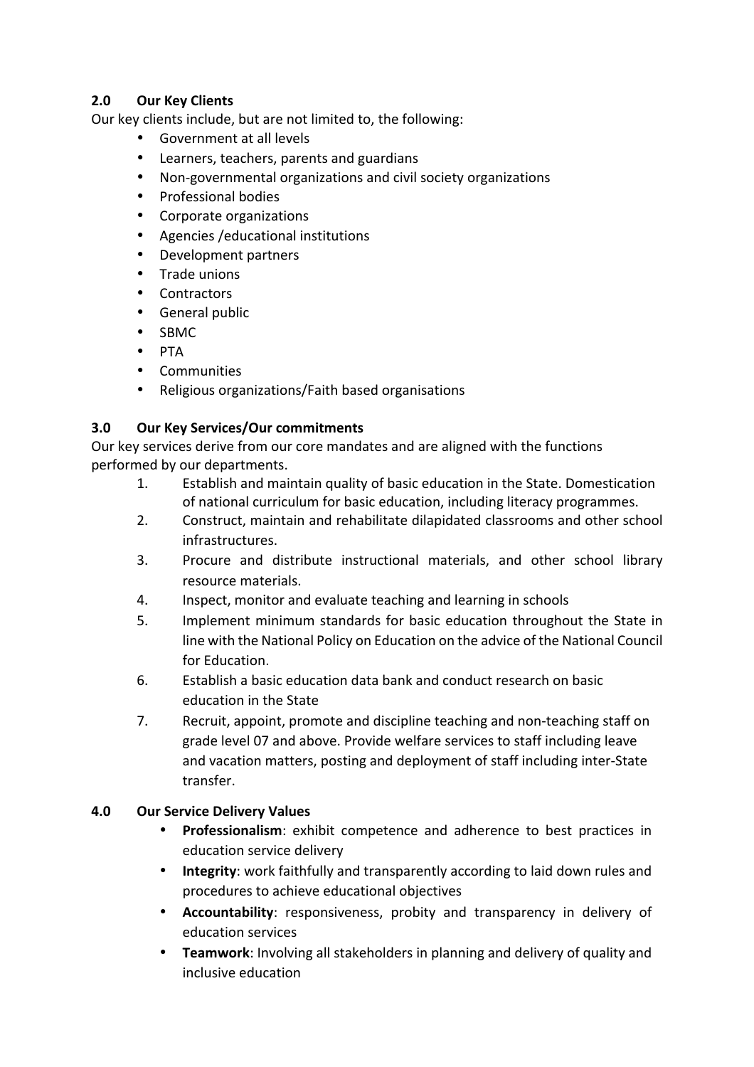## 2.0 Our Key Clients

Our key clients include, but are not limited to, the following:

- Government at all levels
- Learners, teachers, parents and guardians
- Non-governmental organizations and civil society organizations
- Professional bodies
- Corporate organizations
- Agencies /educational institutions
- Development partners
- Trade unions
- Contractors
- General public
- SBMC
- PTA
- Communities
- Religious organizations/Faith based organisations

## 3.0 Our Key Services/Our commitments

Our key services derive from our core mandates and are aligned with the functions performed by our departments.

1. Establish and maintain quality of basic education in the State. Domestication of national curriculum for basic education, including literacy programmes.
2. Construct, maintain and rehabilitate dilapidated classrooms and other school infrastructures.
3. Procure and distribute instructional materials, and other school library resource materials.
4. Inspect, monitor and evaluate teaching and learning in schools
5. Implement minimum standards for basic education throughout the State in line with the National Policy on Education on the advice of the National Council for Education.
6. Establish a basic education data bank and conduct research on basic education in the State
7. Recruit, appoint, promote and discipline teaching and non-teaching staff on grade level 07 and above. Provide welfare services to staff including leave and vacation matters, posting and deployment of staff including inter-State transfer.

## 4.0 Our Service Delivery Values

- **Professionalism**: exhibit competence and adherence to best practices in education service delivery
- **Integrity**: work faithfully and transparently according to laid down rules and procedures to achieve educational objectives
- **Accountability**: responsiveness, probity and transparency in delivery of education services
- **Teamwork**: Involving all stakeholders in planning and delivery of quality and inclusive education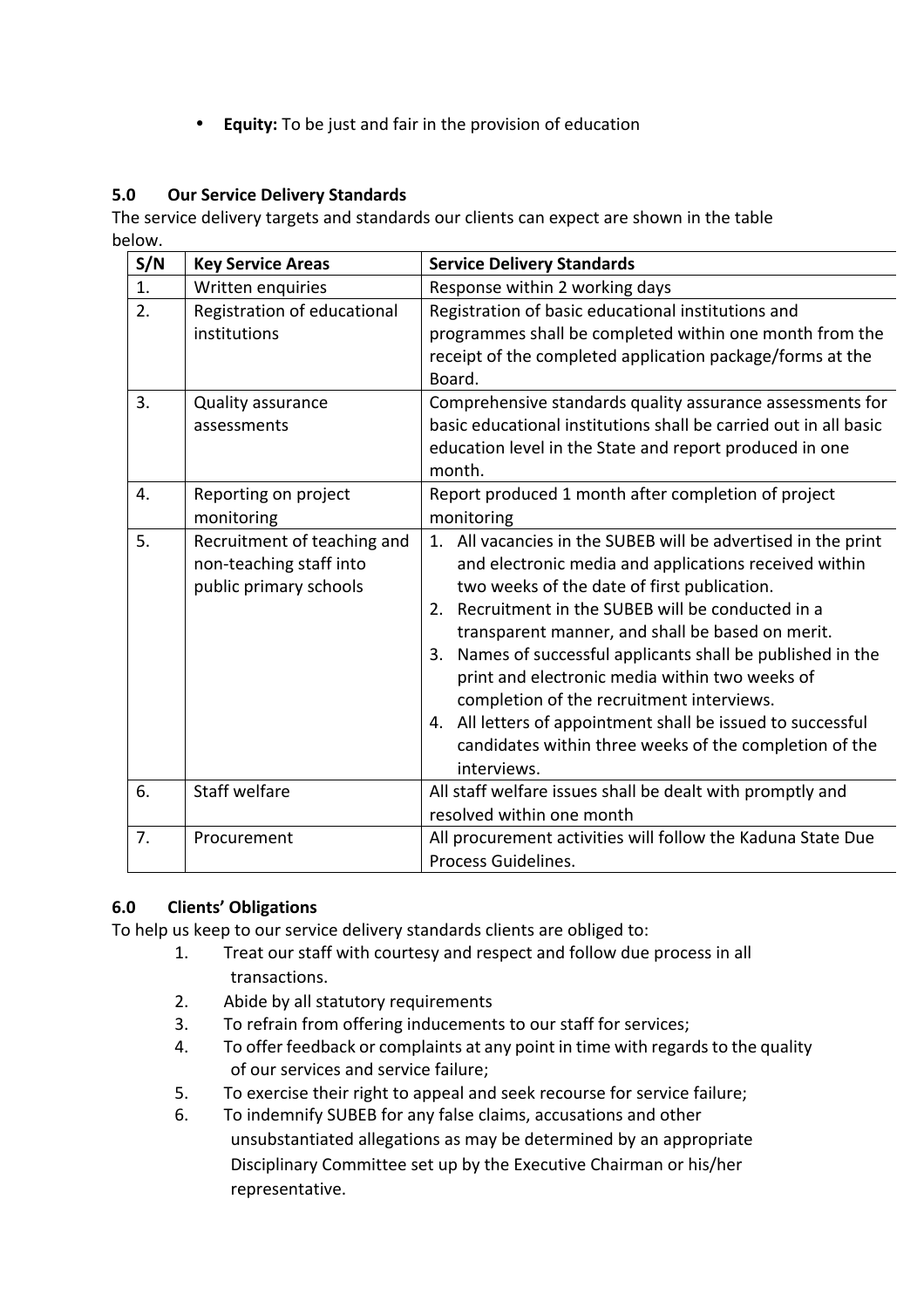- **Equity:** To be just and fair in the provision of education

## 5.0 Our Service Delivery Standards

The service delivery targets and standards our clients can expect are shown in the table below.

| S/N | Key Service Areas | Service Delivery Standards |
|---|---|---|
| 1. | Written enquiries | Response within 2 working days |
| 2. | Registration of educational institutions | Registration of basic educational institutions and programmes shall be completed within one month from the receipt of the completed application package/forms at the Board. |
| 3. | Quality assurance assessments | Comprehensive standards quality assurance assessments for basic educational institutions shall be carried out in all basic education level in the State and report produced in one month. |
| 4. | Reporting on project monitoring | Report produced 1 month after completion of project monitoring |
| 5. | Recruitment of teaching and non-teaching staff into public primary schools | 1. All vacancies in the SUBEB will be advertised in the print and electronic media and applications received within two weeks of the date of first publication. 2. Recruitment in the SUBEB will be conducted in a transparent manner, and shall be based on merit. 3. Names of successful applicants shall be published in the print and electronic media within two weeks of completion of the recruitment interviews. 4. All letters of appointment shall be issued to successful candidates within three weeks of the completion of the interviews. |
| 6. | Staff welfare | All staff welfare issues shall be dealt with promptly and resolved within one month |
| 7. | Procurement | All procurement activities will follow the Kaduna State Due Process Guidelines. |

## 6.0 Clients' Obligations

To help us keep to our service delivery standards clients are obliged to:

1. Treat our staff with courtesy and respect and follow due process in all transactions.
2. Abide by all statutory requirements
3. To refrain from offering inducements to our staff for services;
4. To offer feedback or complaints at any point in time with regards to the quality of our services and service failure;
5. To exercise their right to appeal and seek recourse for service failure;
6. To indemnify SUBEB for any false claims, accusations and other unsubstantiated allegations as may be determined by an appropriate Disciplinary Committee set up by the Executive Chairman or his/her representative.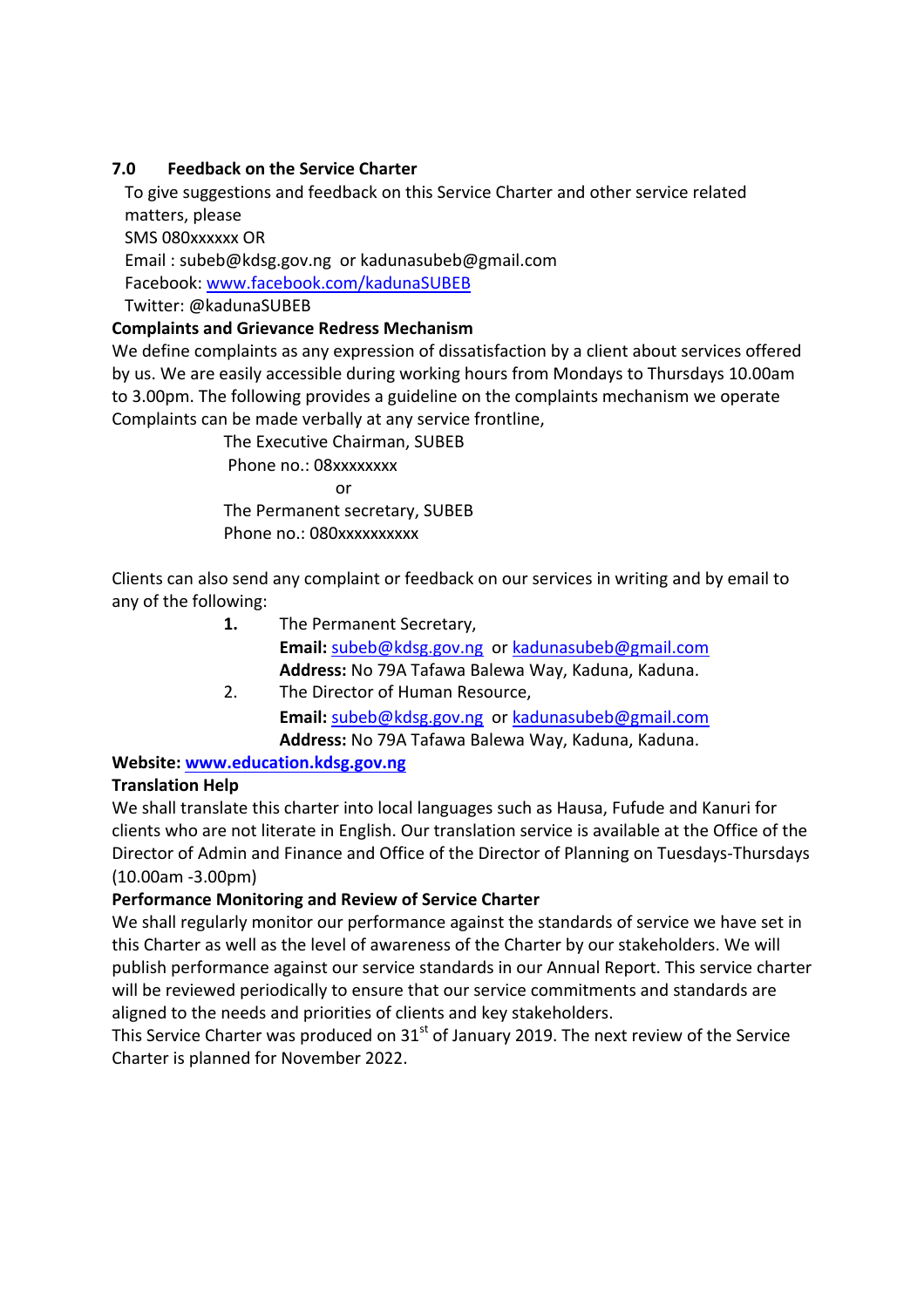## 7.0 Feedback on the Service Charter

To give suggestions and feedback on this Service Charter and other service related matters, please

SMS 080xxxxxx OR

Email : subeb@kdsg.gov.ng or kadunasubeb@gmail.com

Facebook: www.facebook.com/kadunaSUBEB

Twitter: @kadunaSUBEB

**Complaints and Grievance Redress Mechanism**

We define complaints as any expression of dissatisfaction by a client about services offered by us. We are easily accessible during working hours from Mondays to Thursdays 10.00am to 3.00pm. The following provides a guideline on the complaints mechanism we operate Complaints can be made verbally at any service frontline,

The Executive Chairman, SUBEB
Phone no.: 08xxxxxxxx

or

The Permanent secretary, SUBEB
Phone no.: 080xxxxxxxxxx

Clients can also send any complaint or feedback on our services in writing and by email to any of the following:

1. The Permanent Secretary,
   **Email:** subeb@kdsg.gov.ng or kadunasubeb@gmail.com
   **Address:** No 79A Tafawa Balewa Way, Kaduna, Kaduna.
2. The Director of Human Resource,
   **Email:** subeb@kdsg.gov.ng or kadunasubeb@gmail.com
   **Address:** No 79A Tafawa Balewa Way, Kaduna, Kaduna.

**Website: www.education.kdsg.gov.ng**

**Translation Help**

We shall translate this charter into local languages such as Hausa, Fufude and Kanuri for clients who are not literate in English. Our translation service is available at the Office of the Director of Admin and Finance and Office of the Director of Planning on Tuesdays-Thursdays (10.00am -3.00pm)

**Performance Monitoring and Review of Service Charter**

We shall regularly monitor our performance against the standards of service we have set in this Charter as well as the level of awareness of the Charter by our stakeholders. We will publish performance against our service standards in our Annual Report. This service charter will be reviewed periodically to ensure that our service commitments and standards are aligned to the needs and priorities of clients and key stakeholders.

This Service Charter was produced on 31st of January 2019. The next review of the Service Charter is planned for November 2022.